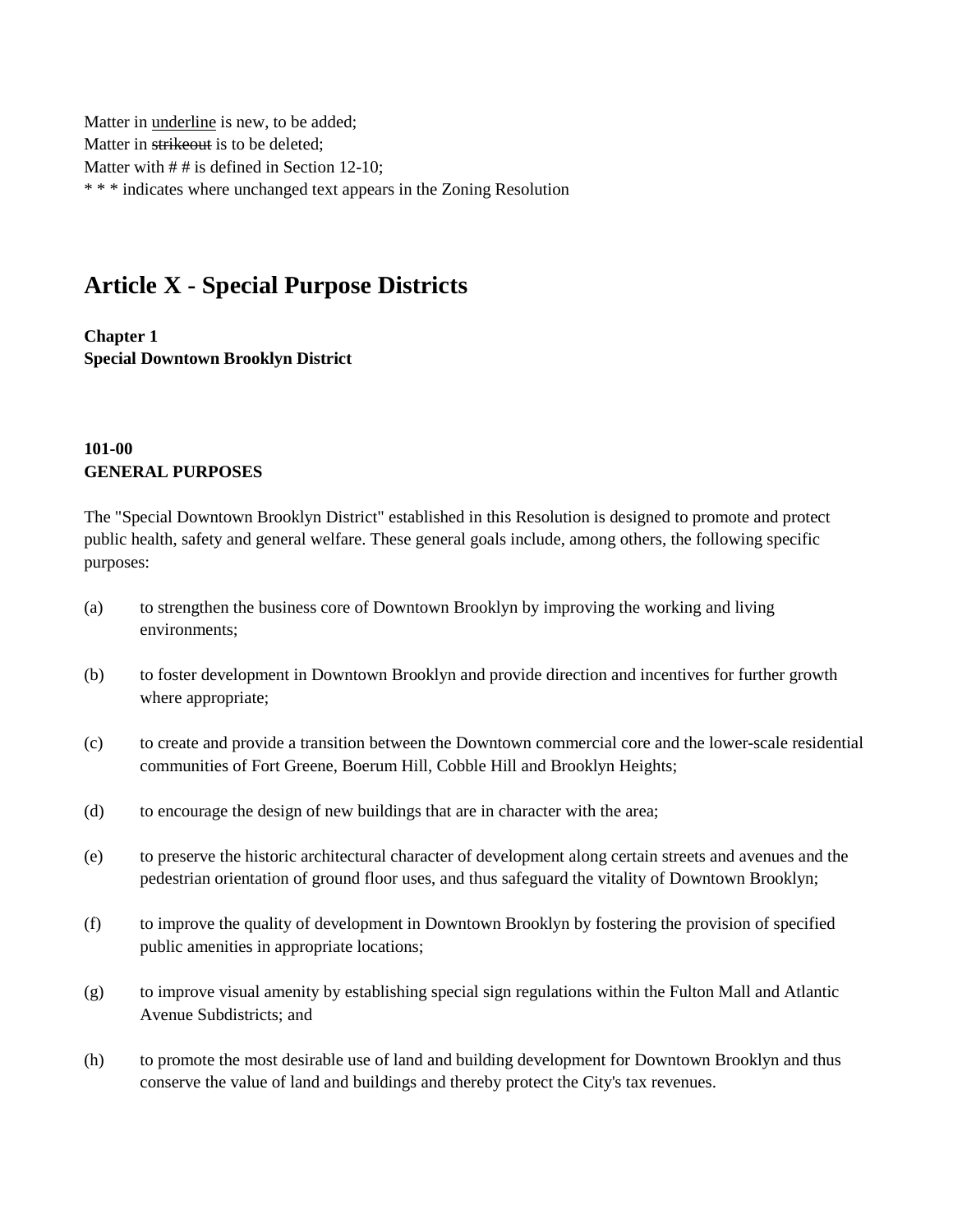Matter in <u>underline</u> is new, to be added;
Matter in ~~strikeout~~ is to be deleted;
Matter with # # is defined in Section 12-10;
* * * indicates where unchanged text appears in the Zoning Resolution

# Article X - Special Purpose Districts

**Chapter 1**
**Special Downtown Brooklyn District**

**101-00**
**GENERAL PURPOSES**

The "Special Downtown Brooklyn District" established in this Resolution is designed to promote and protect public health, safety and general welfare. These general goals include, among others, the following specific purposes:

(a) to strengthen the business core of Downtown Brooklyn by improving the working and living environments;

(b) to foster development in Downtown Brooklyn and provide direction and incentives for further growth where appropriate;

(c) to create and provide a transition between the Downtown commercial core and the lower-scale residential communities of Fort Greene, Boerum Hill, Cobble Hill and Brooklyn Heights;

(d) to encourage the design of new buildings that are in character with the area;

(e) to preserve the historic architectural character of development along certain streets and avenues and the pedestrian orientation of ground floor uses, and thus safeguard the vitality of Downtown Brooklyn;

(f) to improve the quality of development in Downtown Brooklyn by fostering the provision of specified public amenities in appropriate locations;

(g) to improve visual amenity by establishing special sign regulations within the Fulton Mall and Atlantic Avenue Subdistricts; and

(h) to promote the most desirable use of land and building development for Downtown Brooklyn and thus conserve the value of land and buildings and thereby protect the City's tax revenues.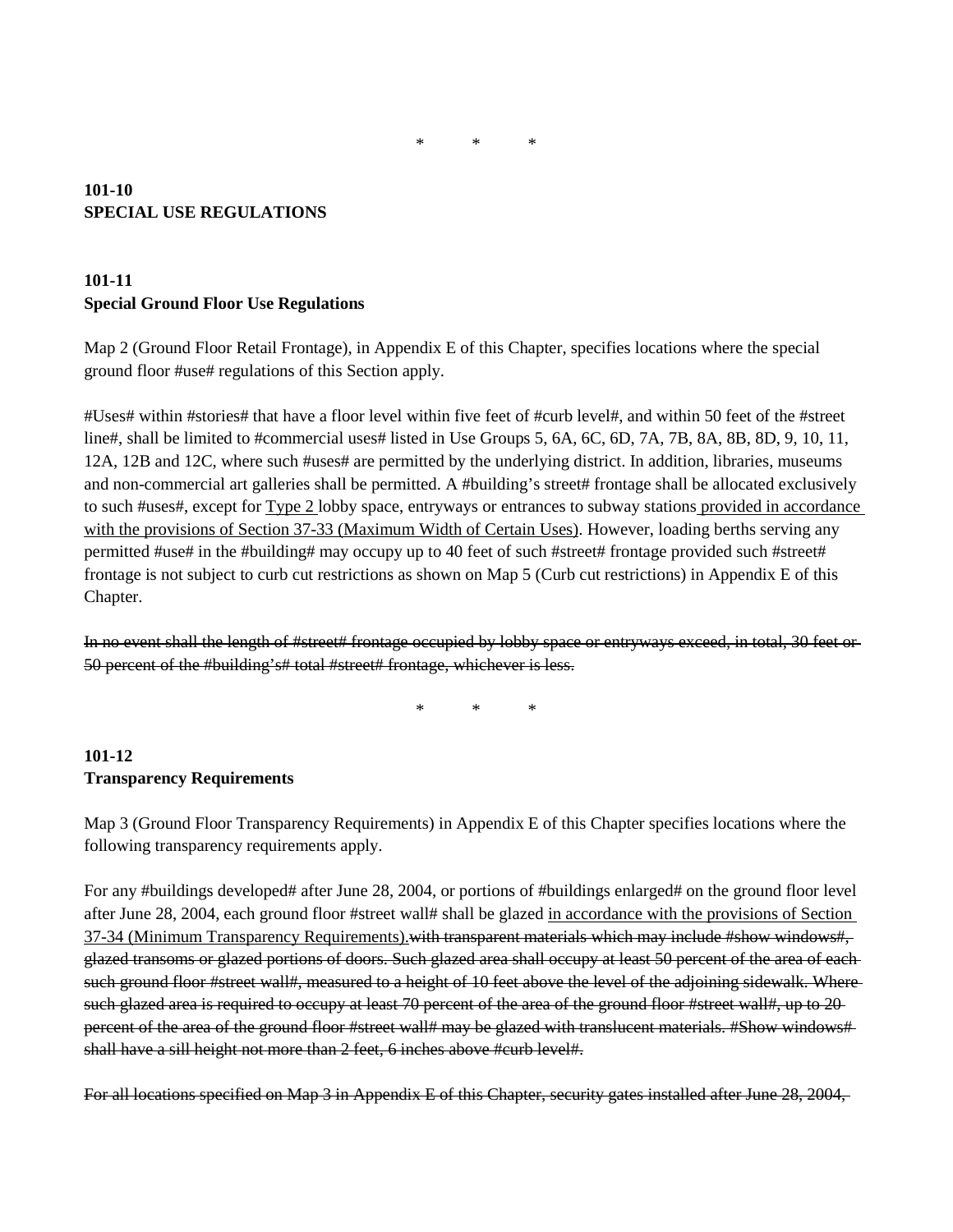\*    \*    \*

**101-10**
**SPECIAL USE REGULATIONS**

**101-11**
**Special Ground Floor Use Regulations**

Map 2 (Ground Floor Retail Frontage), in Appendix E of this Chapter, specifies locations where the special ground floor #use# regulations of this Section apply.

#Uses# within #stories# that have a floor level within five feet of #curb level#, and within 50 feet of the #street line#, shall be limited to #commercial uses# listed in Use Groups 5, 6A, 6C, 6D, 7A, 7B, 8A, 8B, 8D, 9, 10, 11, 12A, 12B and 12C, where such #uses# are permitted by the underlying district. In addition, libraries, museums and non-commercial art galleries shall be permitted. A #building's street# frontage shall be allocated exclusively to such #uses#, except for <u>Type 2</u> lobby space, entryways or entrances to subway stations <u>provided in accordance with the provisions of Section 37-33 (Maximum Width of Certain Uses)</u>. However, loading berths serving any permitted #use# in the #building# may occupy up to 40 feet of such #street# frontage provided such #street# frontage is not subject to curb cut restrictions as shown on Map 5 (Curb cut restrictions) in Appendix E of this Chapter.

~~In no event shall the length of #street# frontage occupied by lobby space or entryways exceed, in total, 30 feet or 50 percent of the #building's# total #street# frontage, whichever is less.~~

\*    \*    \*

**101-12**
**Transparency Requirements**

Map 3 (Ground Floor Transparency Requirements) in Appendix E of this Chapter specifies locations where the following transparency requirements apply.

For any #buildings developed# after June 28, 2004, or portions of #buildings enlarged# on the ground floor level after June 28, 2004, each ground floor #street wall# shall be glazed <u>in accordance with the provisions of Section 37-34 (Minimum Transparency Requirements).</u>~~with transparent materials which may include #show windows#, glazed transoms or glazed portions of doors. Such glazed area shall occupy at least 50 percent of the area of each such ground floor #street wall#, measured to a height of 10 feet above the level of the adjoining sidewalk. Where such glazed area is required to occupy at least 70 percent of the area of the ground floor #street wall#, up to 20 percent of the area of the ground floor #street wall# may be glazed with translucent materials. #Show windows# shall have a sill height not more than 2 feet, 6 inches above #curb level#.~~

~~For all locations specified on Map 3 in Appendix E of this Chapter, security gates installed after June 28, 2004,~~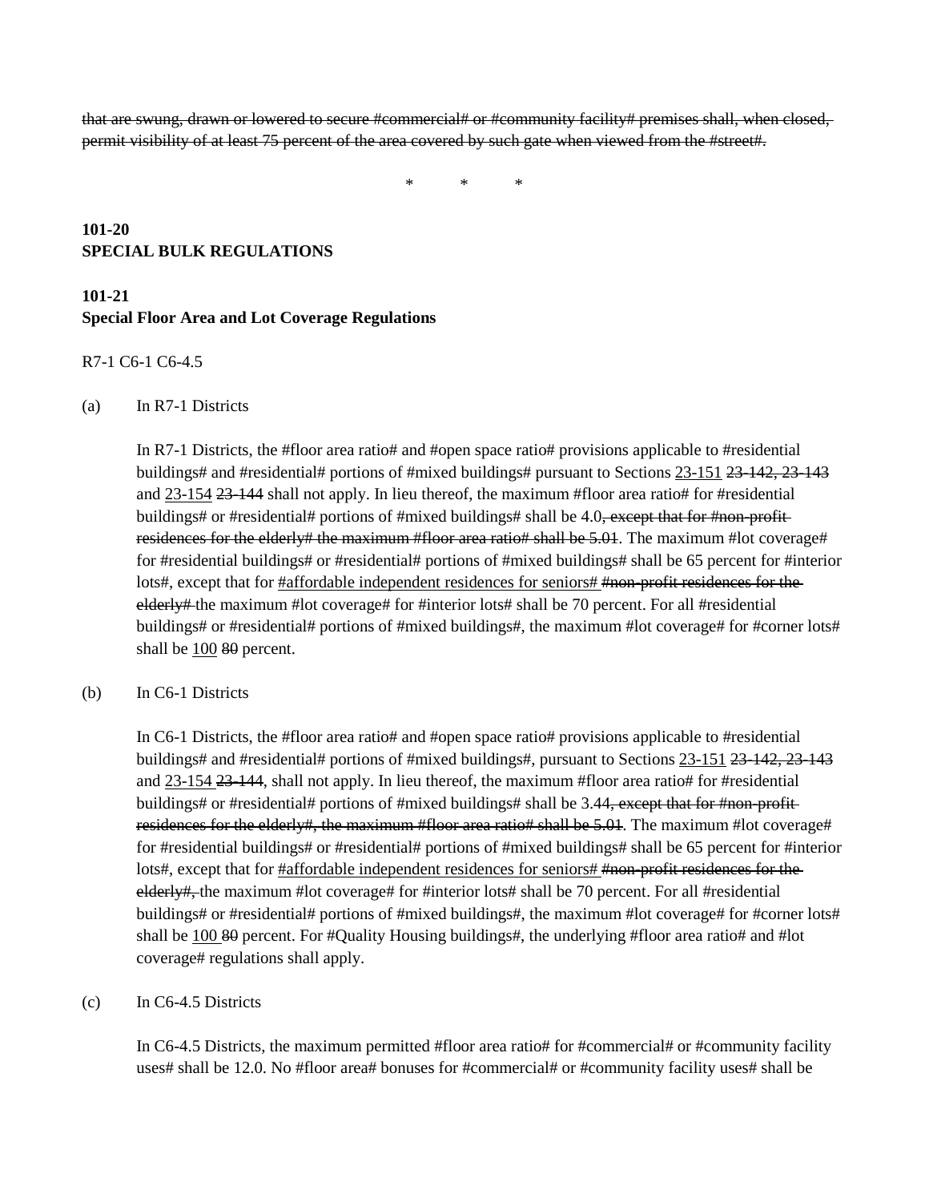~~that are swung, drawn or lowered to secure #commercial# or #community facility# premises shall, when closed, permit visibility of at least 75 percent of the area covered by such gate when viewed from the #street#.~~

\*　　\*　　\*

**101-20**
**SPECIAL BULK REGULATIONS**

**101-21**
**Special Floor Area and Lot Coverage Regulations**

R7-1 C6-1 C6-4.5

(a) In R7-1 Districts

In R7-1 Districts, the #floor area ratio# and #open space ratio# provisions applicable to #residential buildings# and #residential# portions of #mixed buildings# pursuant to Sections <u>23-151</u> ~~23-142, 23-143~~ and <u>23-154</u> ~~23-144~~ shall not apply. In lieu thereof, the maximum #floor area ratio# for #residential buildings# or #residential# portions of #mixed buildings# shall be 4.0~~, except that for #non-profit residences for the elderly# the maximum #floor area ratio# shall be 5.01~~. The maximum #lot coverage# for #residential buildings# or #residential# portions of #mixed buildings# shall be 65 percent for #interior lots#, except that for <u>#affordable independent residences for seniors#</u> ~~#non-profit residences for the elderly#~~ the maximum #lot coverage# for #interior lots# shall be 70 percent. For all #residential buildings# or #residential# portions of #mixed buildings#, the maximum #lot coverage# for #corner lots# shall be <u>100</u> ~~80~~ percent.

(b) In C6-1 Districts

In C6-1 Districts, the #floor area ratio# and #open space ratio# provisions applicable to #residential buildings# and #residential# portions of #mixed buildings#, pursuant to Sections <u>23-151</u> ~~23-142, 23-143~~ and <u>23-154</u> ~~23-144~~, shall not apply. In lieu thereof, the maximum #floor area ratio# for #residential buildings# or #residential# portions of #mixed buildings# shall be 3.44~~, except that for #non-profit residences for the elderly#, the maximum #floor area ratio# shall be 5.01~~. The maximum #lot coverage# for #residential buildings# or #residential# portions of #mixed buildings# shall be 65 percent for #interior lots#, except that for <u>#affordable independent residences for seniors#</u> ~~#non-profit residences for the elderly#,~~ the maximum #lot coverage# for #interior lots# shall be 70 percent. For all #residential buildings# or #residential# portions of #mixed buildings#, the maximum #lot coverage# for #corner lots# shall be <u>100</u> ~~80~~ percent. For #Quality Housing buildings#, the underlying #floor area ratio# and #lot coverage# regulations shall apply.

(c) In C6-4.5 Districts

In C6-4.5 Districts, the maximum permitted #floor area ratio# for #commercial# or #community facility uses# shall be 12.0. No #floor area# bonuses for #commercial# or #community facility uses# shall be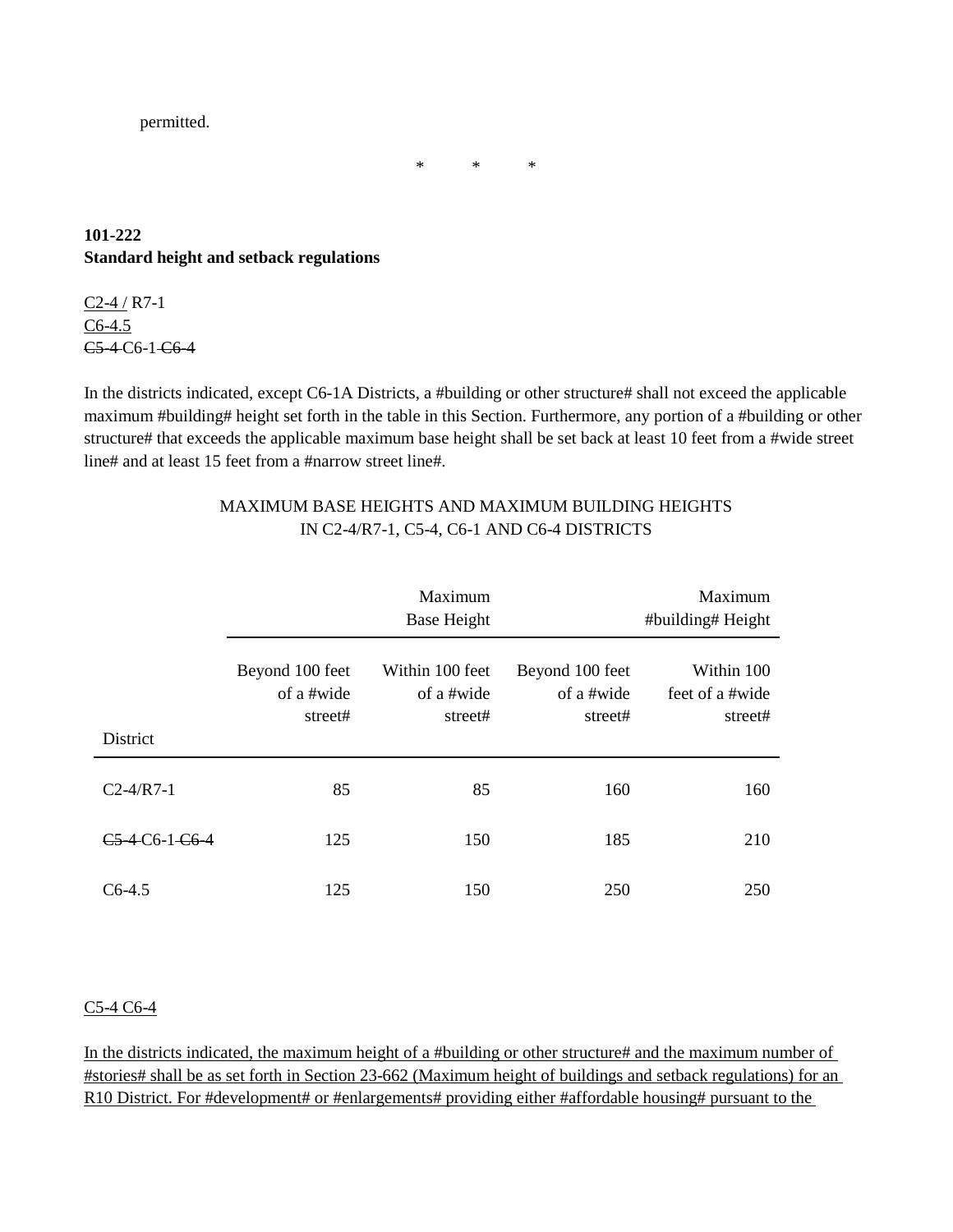permitted.

\*          \*          \*

**101-222**
**Standard height and setback regulations**

<u>C2-4 /</u> R7-1
<u>C6-4.5</u>
~~C5-4~~ C6-1 ~~C6-4~~

In the districts indicated, except C6-1A Districts, a #building or other structure# shall not exceed the applicable maximum #building# height set forth in the table in this Section. Furthermore, any portion of a #building or other structure# that exceeds the applicable maximum base height shall be set back at least 10 feet from a #wide street line# and at least 15 feet from a #narrow street line#.

MAXIMUM BASE HEIGHTS AND MAXIMUM BUILDING HEIGHTS
IN C2-4/R7-1, C5-4, C6-1 AND C6-4 DISTRICTS

| | Maximum Base Height | | Maximum #building# Height | |
|---|---|---|---|---|
| District | Beyond 100 feet of a #wide street# | Within 100 feet of a #wide street# | Beyond 100 feet of a #wide street# | Within 100 feet of a #wide street# |
| C2-4/R7-1 | 85 | 85 | 160 | 160 |
| ~~C5-4~~ C6-1 ~~C6-4~~ | 125 | 150 | 185 | 210 |
| C6-4.5 | 125 | 150 | 250 | 250 |

<u>C5-4 C6-4</u>

<u>In the districts indicated, the maximum height of a #building or other structure# and the maximum number of #stories# shall be as set forth in Section 23-662 (Maximum height of buildings and setback regulations) for an R10 District. For #development# or #enlargements# providing either #affordable housing# pursuant to the</u>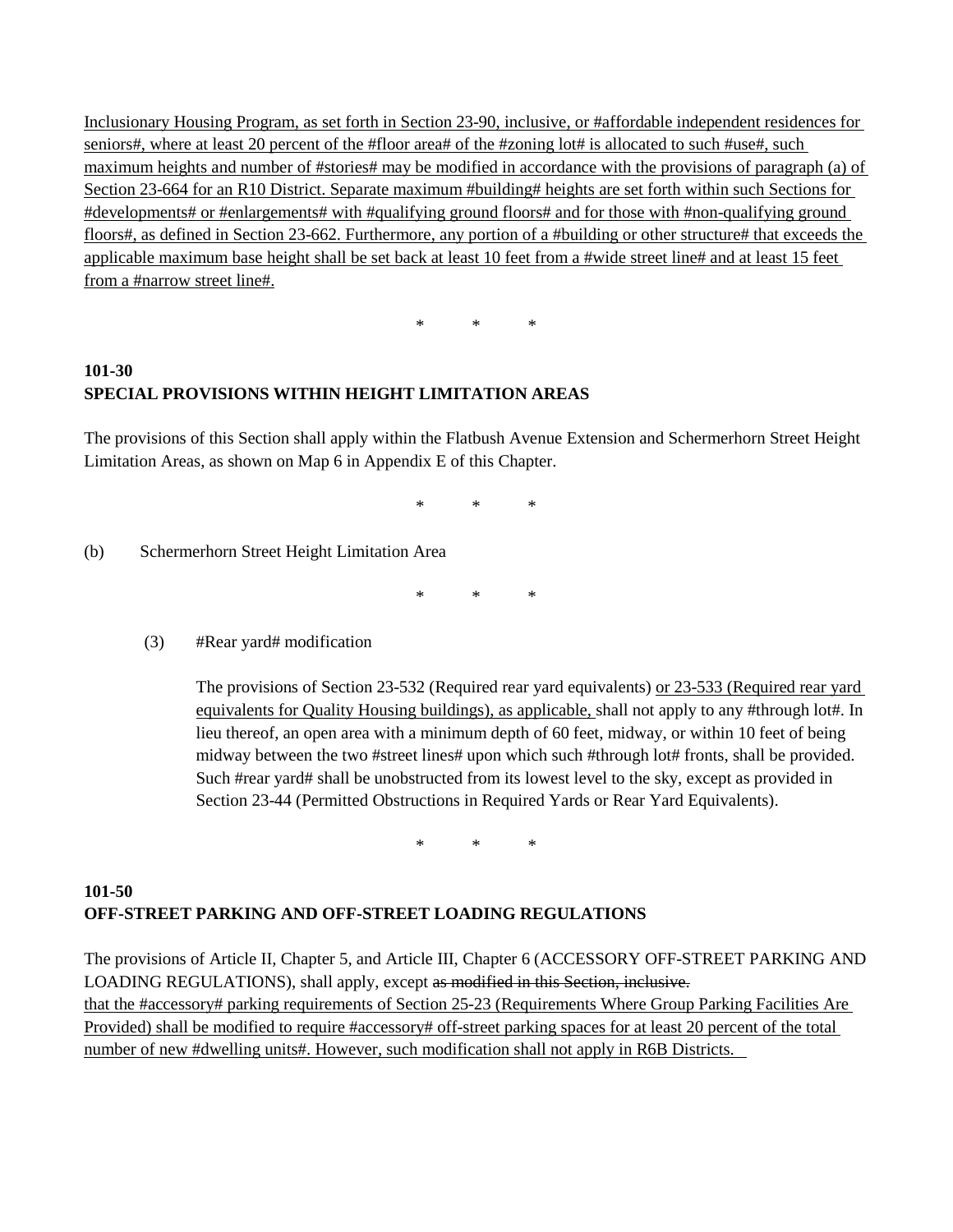Inclusionary Housing Program, as set forth in Section 23-90, inclusive, or #affordable independent residences for seniors#, where at least 20 percent of the #floor area# of the #zoning lot# is allocated to such #use#, such maximum heights and number of #stories# may be modified in accordance with the provisions of paragraph (a) of Section 23-664 for an R10 District. Separate maximum #building# heights are set forth within such Sections for #developments# or #enlargements# with #qualifying ground floors# and for those with #non-qualifying ground floors#, as defined in Section 23-662. Furthermore, any portion of a #building or other structure# that exceeds the applicable maximum base height shall be set back at least 10 feet from a #wide street line# and at least 15 feet from a #narrow street line#.

\*          \*          \*

**101-30**
**SPECIAL PROVISIONS WITHIN HEIGHT LIMITATION AREAS**

The provisions of this Section shall apply within the Flatbush Avenue Extension and Schermerhorn Street Height Limitation Areas, as shown on Map 6 in Appendix E of this Chapter.

\*          \*          \*

(b) Schermerhorn Street Height Limitation Area

\*          \*          \*

(3) #Rear yard# modification

The provisions of Section 23-532 (Required rear yard equivalents) or 23-533 (Required rear yard equivalents for Quality Housing buildings), as applicable, shall not apply to any #through lot#. In lieu thereof, an open area with a minimum depth of 60 feet, midway, or within 10 feet of being midway between the two #street lines# upon which such #through lot# fronts, shall be provided. Such #rear yard# shall be unobstructed from its lowest level to the sky, except as provided in Section 23-44 (Permitted Obstructions in Required Yards or Rear Yard Equivalents).

\*          \*          \*

**101-50**
**OFF-STREET PARKING AND OFF-STREET LOADING REGULATIONS**

The provisions of Article II, Chapter 5, and Article III, Chapter 6 (ACCESSORY OFF-STREET PARKING AND LOADING REGULATIONS), shall apply, except ~~as modified in this Section, inclusive.~~
that the #accessory# parking requirements of Section 25-23 (Requirements Where Group Parking Facilities Are Provided) shall be modified to require #accessory# off-street parking spaces for at least 20 percent of the total number of new #dwelling units#. However, such modification shall not apply in R6B Districts.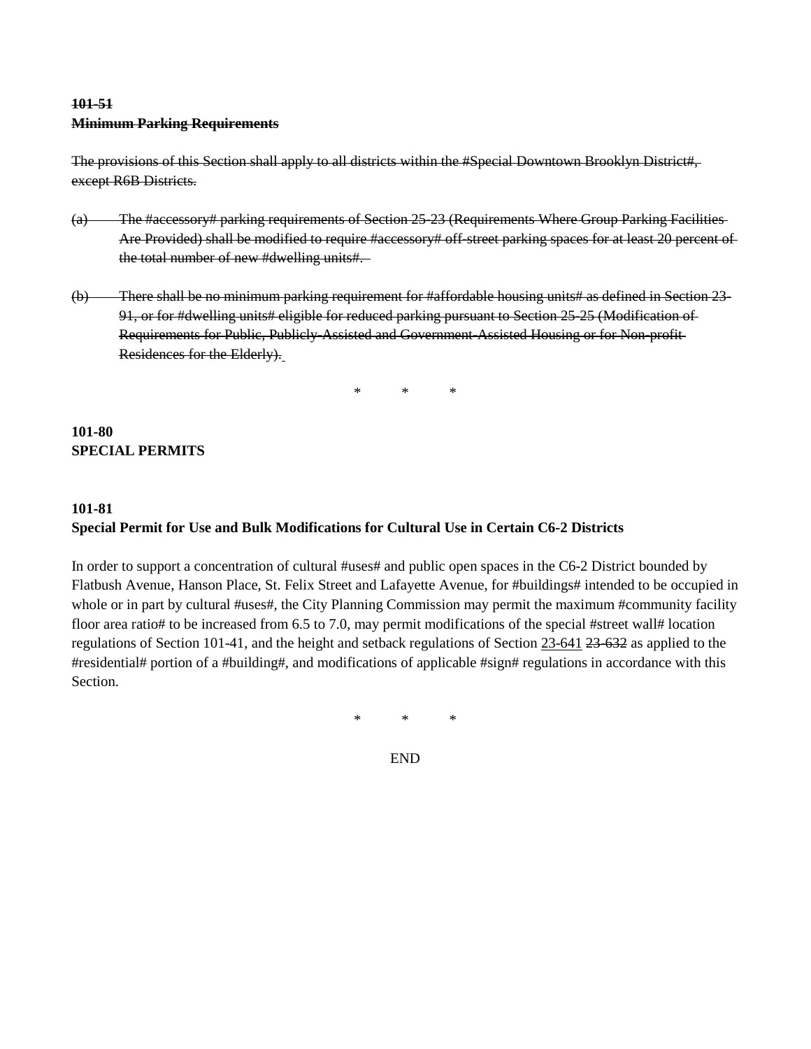~~**101-51**~~
~~**Minimum Parking Requirements**~~

~~The provisions of this Section shall apply to all districts within the #Special Downtown Brooklyn District#, except R6B Districts.~~

~~(a) The #accessory# parking requirements of Section 25-23 (Requirements Where Group Parking Facilities Are Provided) shall be modified to require #accessory# off-street parking spaces for at least 20 percent of the total number of new #dwelling units#.~~

~~(b) There shall be no minimum parking requirement for #affordable housing units# as defined in Section 23-91, or for #dwelling units# eligible for reduced parking pursuant to Section 25-25 (Modification of Requirements for Public, Publicly-Assisted and Government-Assisted Housing or for Non-profit Residences for the Elderly).~~

\* \* \*

**101-80**
**SPECIAL PERMITS**

**101-81**
**Special Permit for Use and Bulk Modifications for Cultural Use in Certain C6-2 Districts**

In order to support a concentration of cultural #uses# and public open spaces in the C6-2 District bounded by Flatbush Avenue, Hanson Place, St. Felix Street and Lafayette Avenue, for #buildings# intended to be occupied in whole or in part by cultural #uses#, the City Planning Commission may permit the maximum #community facility floor area ratio# to be increased from 6.5 to 7.0, may permit modifications of the special #street wall# location regulations of Section 101-41, and the height and setback regulations of Section <u>23-641</u> ~~23-632~~ as applied to the #residential# portion of a #building#, and modifications of applicable #sign# regulations in accordance with this Section.

\* \* \*

END